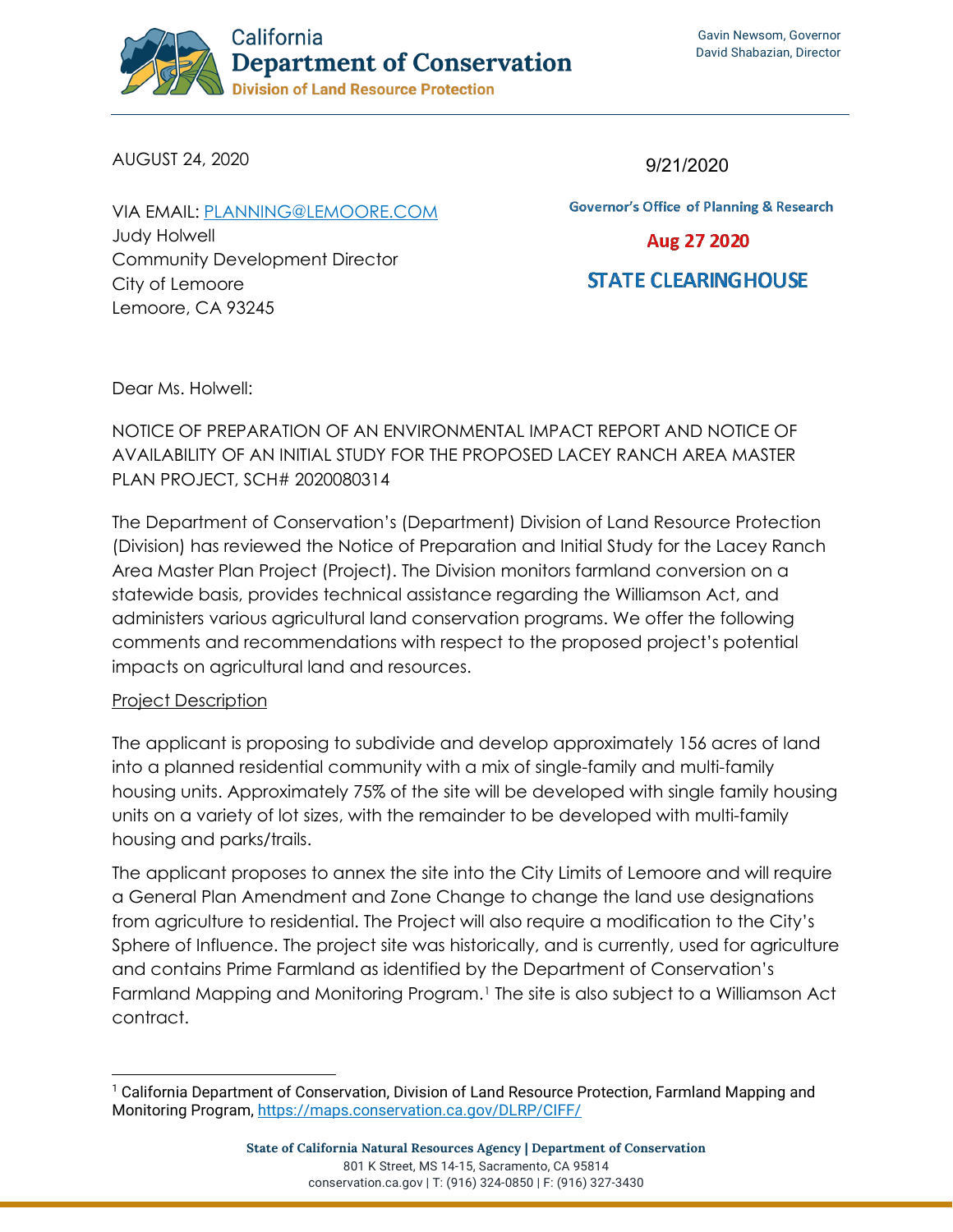California
**Department of Conservation**
**Division of Land Resource Protection**

Gavin Newsom, Governor
David Shabazian, Director

AUGUST 24, 2020

9/21/2020

Governor's Office of Planning & Research

Aug 27 2020

STATE CLEARINGHOUSE

VIA EMAIL: [PLANNING@LEMOORE.COM](mailto:PLANNING@LEMOORE.COM)
Judy Holwell
Community Development Director
City of Lemoore
Lemoore, CA 93245

Dear Ms. Holwell:

NOTICE OF PREPARATION OF AN ENVIRONMENTAL IMPACT REPORT AND NOTICE OF AVAILABILITY OF AN INITIAL STUDY FOR THE PROPOSED LACEY RANCH AREA MASTER PLAN PROJECT, SCH# 2020080314

The Department of Conservation's (Department) Division of Land Resource Protection (Division) has reviewed the Notice of Preparation and Initial Study for the Lacey Ranch Area Master Plan Project (Project). The Division monitors farmland conversion on a statewide basis, provides technical assistance regarding the Williamson Act, and administers various agricultural land conservation programs. We offer the following comments and recommendations with respect to the proposed project's potential impacts on agricultural land and resources.

<u>Project Description</u>

The applicant is proposing to subdivide and develop approximately 156 acres of land into a planned residential community with a mix of single-family and multi-family housing units. Approximately 75% of the site will be developed with single family housing units on a variety of lot sizes, with the remainder to be developed with multi-family housing and parks/trails.

The applicant proposes to annex the site into the City Limits of Lemoore and will require a General Plan Amendment and Zone Change to change the land use designations from agriculture to residential. The Project will also require a modification to the City's Sphere of Influence. The project site was historically, and is currently, used for agriculture and contains Prime Farmland as identified by the Department of Conservation's Farmland Mapping and Monitoring Program.[1] The site is also subject to a Williamson Act contract.

[1] California Department of Conservation, Division of Land Resource Protection, Farmland Mapping and Monitoring Program, https://maps.conservation.ca.gov/DLRP/CIFF/

State of California Natural Resources Agency | Department of Conservation
801 K Street, MS 14-15, Sacramento, CA 95814
conservation.ca.gov | T: (916) 324-0850 | F: (916) 327-3430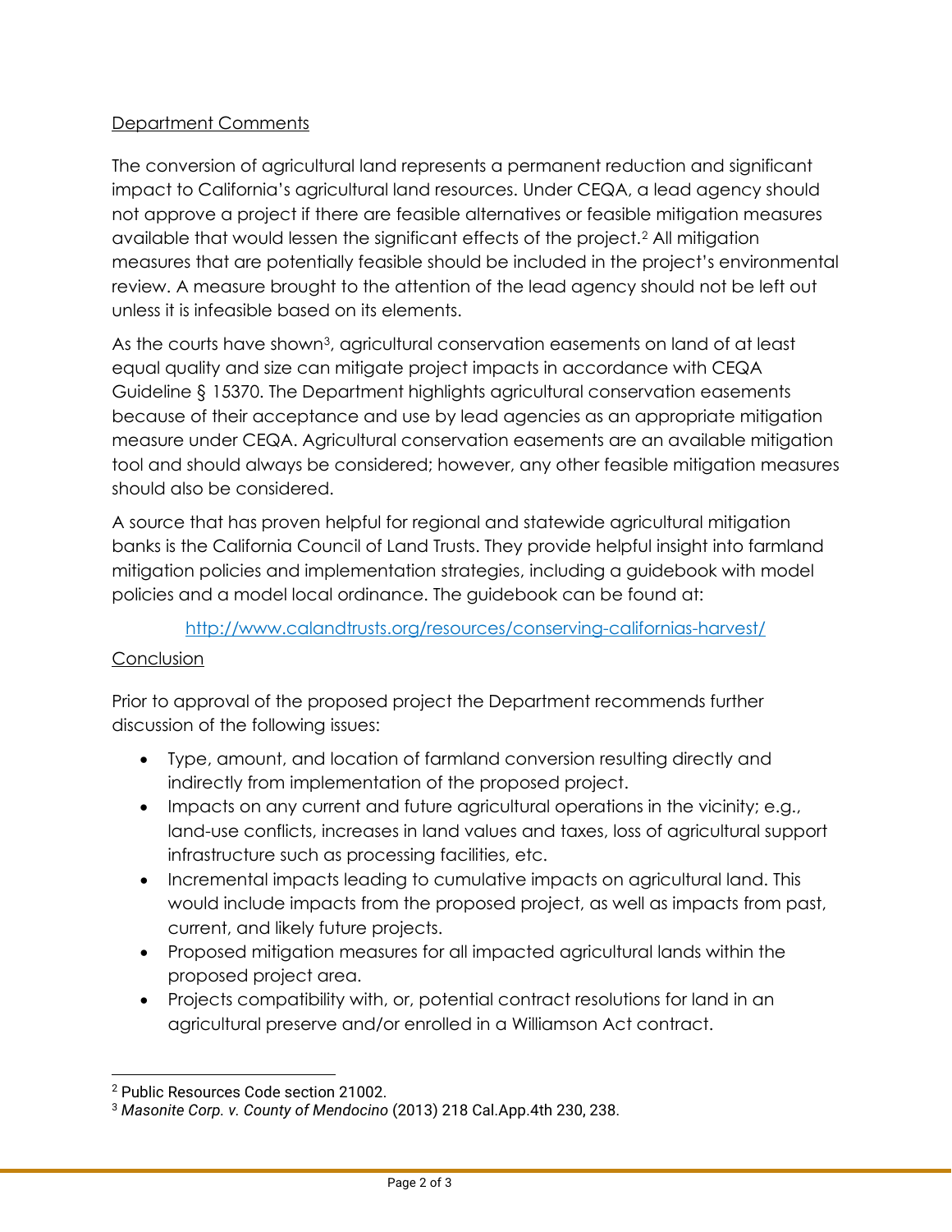Department Comments

The conversion of agricultural land represents a permanent reduction and significant impact to California's agricultural land resources. Under CEQA, a lead agency should not approve a project if there are feasible alternatives or feasible mitigation measures available that would lessen the significant effects of the project.[2] All mitigation measures that are potentially feasible should be included in the project's environmental review. A measure brought to the attention of the lead agency should not be left out unless it is infeasible based on its elements.

As the courts have shown[3], agricultural conservation easements on land of at least equal quality and size can mitigate project impacts in accordance with CEQA Guideline § 15370. The Department highlights agricultural conservation easements because of their acceptance and use by lead agencies as an appropriate mitigation measure under CEQA. Agricultural conservation easements are an available mitigation tool and should always be considered; however, any other feasible mitigation measures should also be considered.

A source that has proven helpful for regional and statewide agricultural mitigation banks is the California Council of Land Trusts. They provide helpful insight into farmland mitigation policies and implementation strategies, including a guidebook with model policies and a model local ordinance. The guidebook can be found at:

http://www.calandtrusts.org/resources/conserving-californias-harvest/

Conclusion

Prior to approval of the proposed project the Department recommends further discussion of the following issues:

- Type, amount, and location of farmland conversion resulting directly and indirectly from implementation of the proposed project.
- Impacts on any current and future agricultural operations in the vicinity; e.g., land-use conflicts, increases in land values and taxes, loss of agricultural support infrastructure such as processing facilities, etc.
- Incremental impacts leading to cumulative impacts on agricultural land. This would include impacts from the proposed project, as well as impacts from past, current, and likely future projects.
- Proposed mitigation measures for all impacted agricultural lands within the proposed project area.
- Projects compatibility with, or, potential contract resolutions for land in an agricultural preserve and/or enrolled in a Williamson Act contract.

[2] Public Resources Code section 21002.

[3] *Masonite Corp. v. County of Mendocino* (2013) 218 Cal.App.4th 230, 238.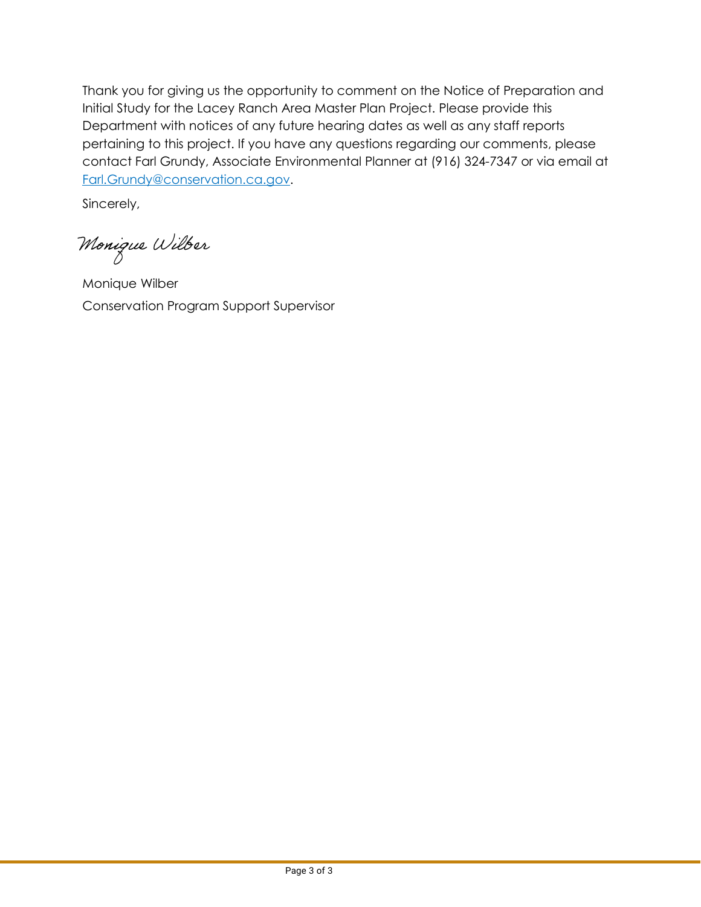Thank you for giving us the opportunity to comment on the Notice of Preparation and Initial Study for the Lacey Ranch Area Master Plan Project. Please provide this Department with notices of any future hearing dates as well as any staff reports pertaining to this project. If you have any questions regarding our comments, please contact Farl Grundy, Associate Environmental Planner at (916) 324-7347 or via email at [Farl.Grundy@conservation.ca.gov](mailto:Farl.Grundy@conservation.ca.gov).

Sincerely,

*Monique Wilber*

Monique Wilber

Conservation Program Support Supervisor